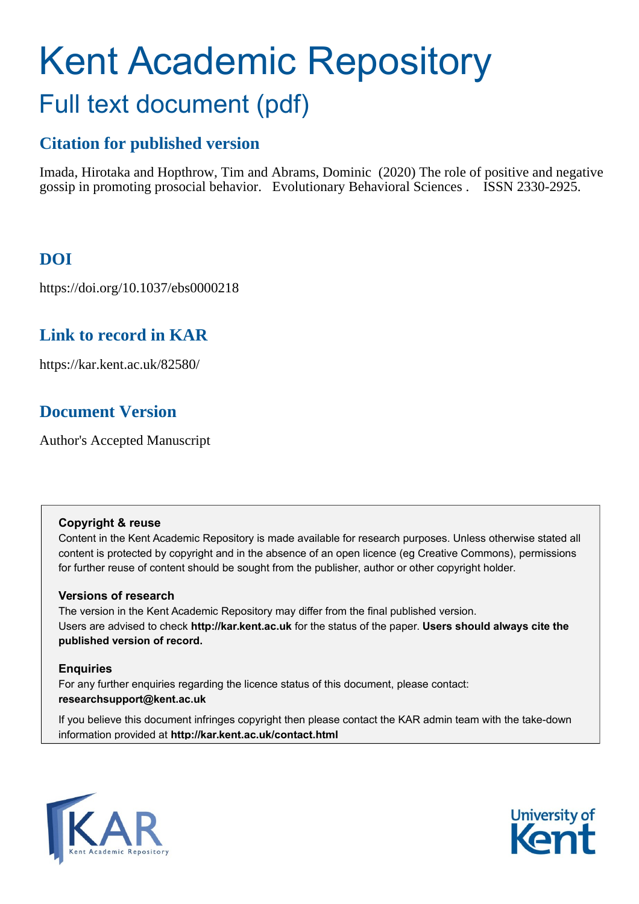# Kent Academic Repository

## Full text document (pdf)

## Citation for published version

Imada, Hirotaka and Hopthrow, Tim and Abrams, Dominic (2020) The role of positive and negative gossip in promoting prosocial behavior. Evolutionary Behavioral Sciences . ISSN 2330-2925.

## DOI

https://doi.org/10.1037/ebs0000218

## Link to record in KAR

https://kar.kent.ac.uk/82580/

## Document Version

Author's Accepted Manuscript

**Copyright & reuse**

Content in the Kent Academic Repository is made available for research purposes. Unless otherwise stated all content is protected by copyright and in the absence of an open licence (eg Creative Commons), permissions for further reuse of content should be sought from the publisher, author or other copyright holder.

**Versions of research**

The version in the Kent Academic Repository may differ from the final published version. Users are advised to check **http://kar.kent.ac.uk** for the status of the paper. **Users should always cite the published version of record.**

**Enquiries**

For any further enquiries regarding the licence status of this document, please contact: **researchsupport@kent.ac.uk**

If you believe this document infringes copyright then please contact the KAR admin team with the take-down information provided at **http://kar.kent.ac.uk/contact.html**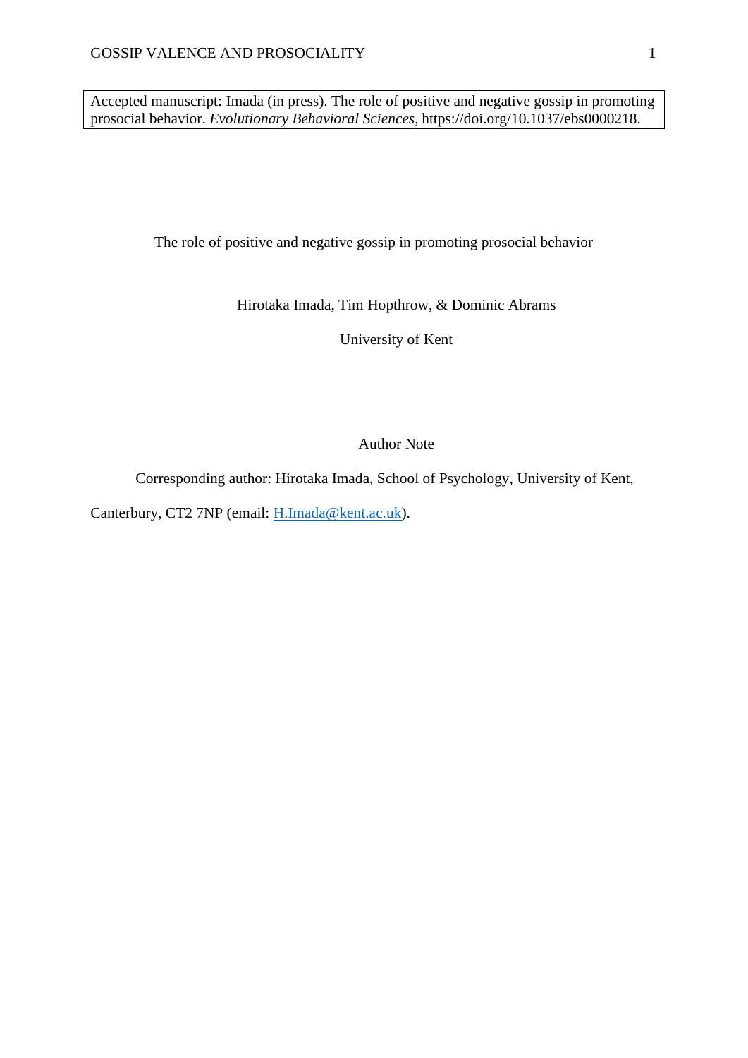Accepted manuscript: Imada (in press). The role of positive and negative gossip in promoting prosocial behavior. *Evolutionary Behavioral Sciences*, https://doi.org/10.1037/ebs0000218.

# The role of positive and negative gossip in promoting prosocial behavior

Hirotaka Imada, Tim Hopthrow, & Dominic Abrams

University of Kent

## Author Note

Corresponding author: Hirotaka Imada, School of Psychology, University of Kent, Canterbury, CT2 7NP (email: H.Imada@kent.ac.uk).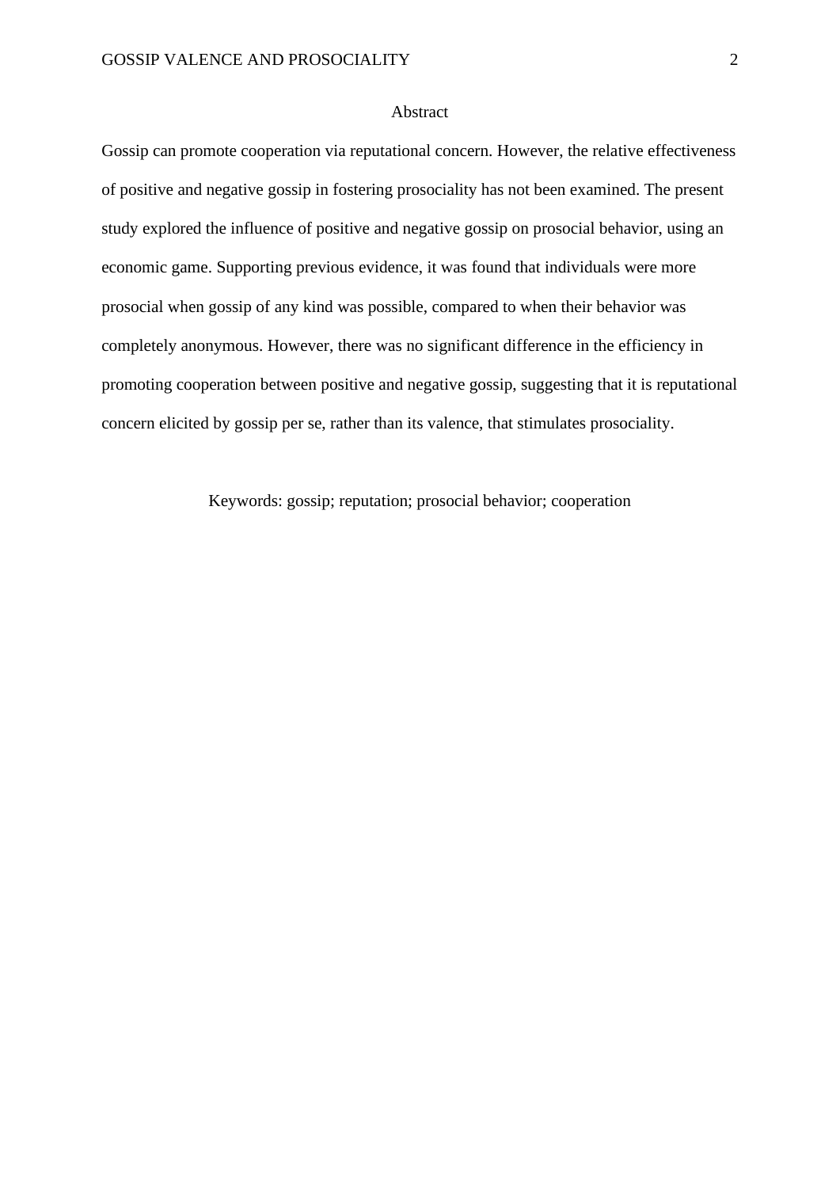## Abstract

Gossip can promote cooperation via reputational concern. However, the relative effectiveness of positive and negative gossip in fostering prosociality has not been examined. The present study explored the influence of positive and negative gossip on prosocial behavior, using an economic game. Supporting previous evidence, it was found that individuals were more prosocial when gossip of any kind was possible, compared to when their behavior was completely anonymous. However, there was no significant difference in the efficiency in promoting cooperation between positive and negative gossip, suggesting that it is reputational concern elicited by gossip per se, rather than its valence, that stimulates prosociality.

Keywords: gossip; reputation; prosocial behavior; cooperation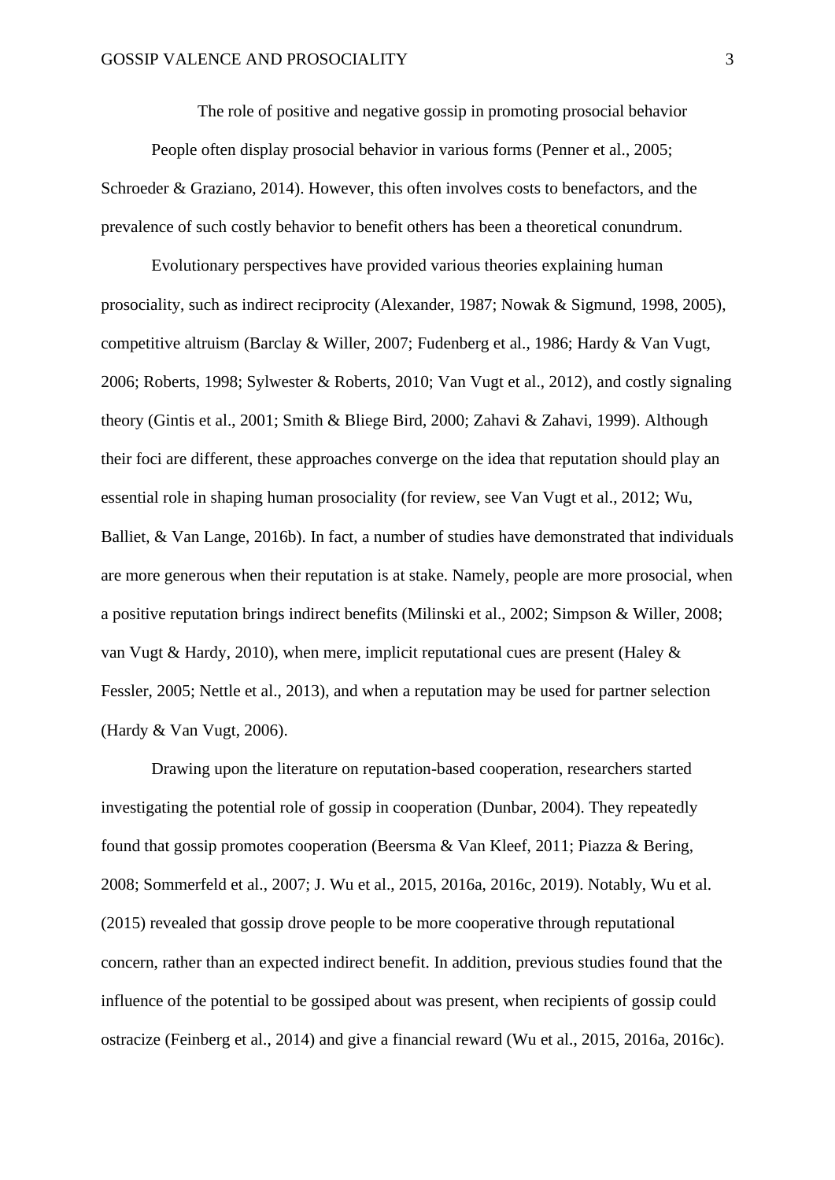# The role of positive and negative gossip in promoting prosocial behavior

People often display prosocial behavior in various forms (Penner et al., 2005; Schroeder & Graziano, 2014). However, this often involves costs to benefactors, and the prevalence of such costly behavior to benefit others has been a theoretical conundrum.

Evolutionary perspectives have provided various theories explaining human prosociality, such as indirect reciprocity (Alexander, 1987; Nowak & Sigmund, 1998, 2005), competitive altruism (Barclay & Willer, 2007; Fudenberg et al., 1986; Hardy & Van Vugt, 2006; Roberts, 1998; Sylwester & Roberts, 2010; Van Vugt et al., 2012), and costly signaling theory (Gintis et al., 2001; Smith & Bliege Bird, 2000; Zahavi & Zahavi, 1999). Although their foci are different, these approaches converge on the idea that reputation should play an essential role in shaping human prosociality (for review, see Van Vugt et al., 2012; Wu, Balliet, & Van Lange, 2016b). In fact, a number of studies have demonstrated that individuals are more generous when their reputation is at stake. Namely, people are more prosocial, when a positive reputation brings indirect benefits (Milinski et al., 2002; Simpson & Willer, 2008; van Vugt & Hardy, 2010), when mere, implicit reputational cues are present (Haley & Fessler, 2005; Nettle et al., 2013), and when a reputation may be used for partner selection (Hardy & Van Vugt, 2006).

Drawing upon the literature on reputation-based cooperation, researchers started investigating the potential role of gossip in cooperation (Dunbar, 2004). They repeatedly found that gossip promotes cooperation (Beersma & Van Kleef, 2011; Piazza & Bering, 2008; Sommerfeld et al., 2007; J. Wu et al., 2015, 2016a, 2016c, 2019). Notably, Wu et al. (2015) revealed that gossip drove people to be more cooperative through reputational concern, rather than an expected indirect benefit. In addition, previous studies found that the influence of the potential to be gossiped about was present, when recipients of gossip could ostracize (Feinberg et al., 2014) and give a financial reward (Wu et al., 2015, 2016a, 2016c).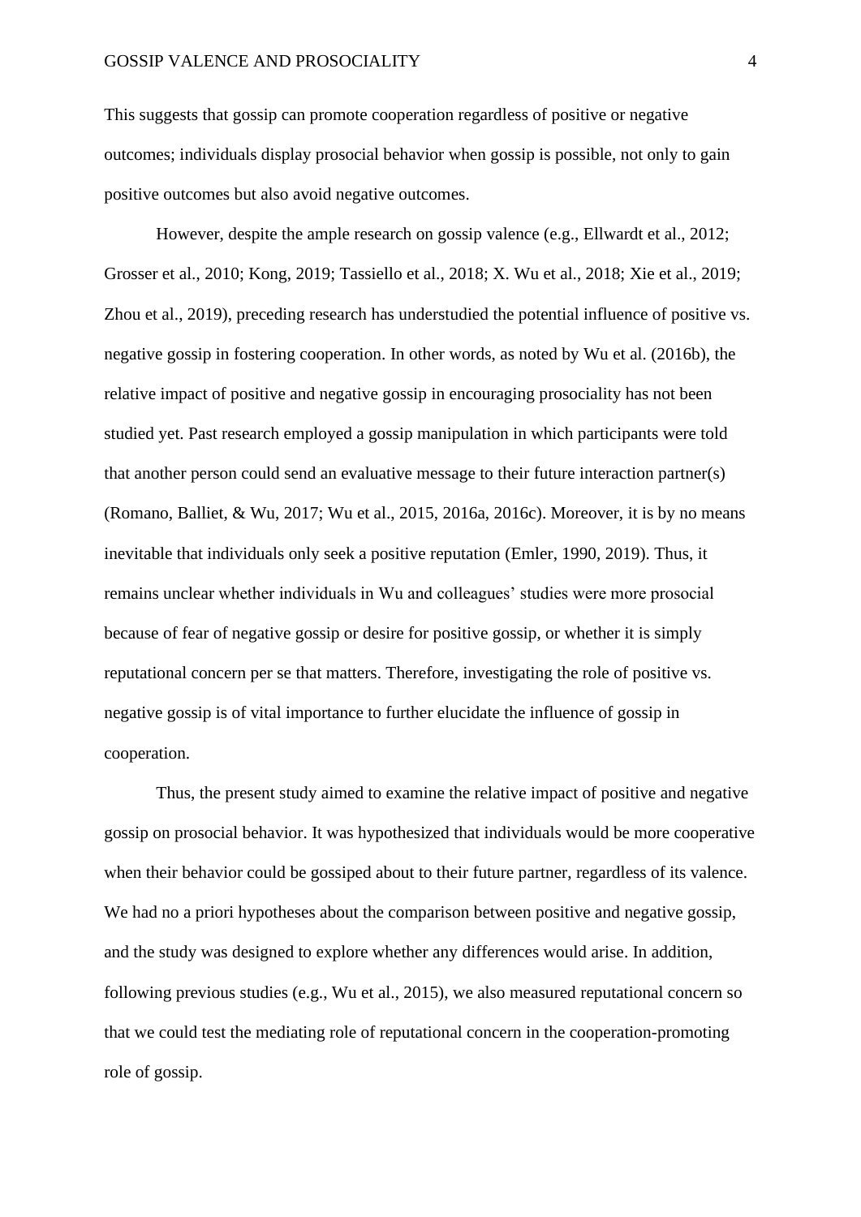This suggests that gossip can promote cooperation regardless of positive or negative outcomes; individuals display prosocial behavior when gossip is possible, not only to gain positive outcomes but also avoid negative outcomes.

However, despite the ample research on gossip valence (e.g., Ellwardt et al., 2012; Grosser et al., 2010; Kong, 2019; Tassiello et al., 2018; X. Wu et al., 2018; Xie et al., 2019; Zhou et al., 2019), preceding research has understudied the potential influence of positive vs. negative gossip in fostering cooperation. In other words, as noted by Wu et al. (2016b), the relative impact of positive and negative gossip in encouraging prosociality has not been studied yet. Past research employed a gossip manipulation in which participants were told that another person could send an evaluative message to their future interaction partner(s) (Romano, Balliet, & Wu, 2017; Wu et al., 2015, 2016a, 2016c). Moreover, it is by no means inevitable that individuals only seek a positive reputation (Emler, 1990, 2019). Thus, it remains unclear whether individuals in Wu and colleagues' studies were more prosocial because of fear of negative gossip or desire for positive gossip, or whether it is simply reputational concern per se that matters. Therefore, investigating the role of positive vs. negative gossip is of vital importance to further elucidate the influence of gossip in cooperation.

Thus, the present study aimed to examine the relative impact of positive and negative gossip on prosocial behavior. It was hypothesized that individuals would be more cooperative when their behavior could be gossiped about to their future partner, regardless of its valence. We had no a priori hypotheses about the comparison between positive and negative gossip, and the study was designed to explore whether any differences would arise. In addition, following previous studies (e.g., Wu et al., 2015), we also measured reputational concern so that we could test the mediating role of reputational concern in the cooperation-promoting role of gossip.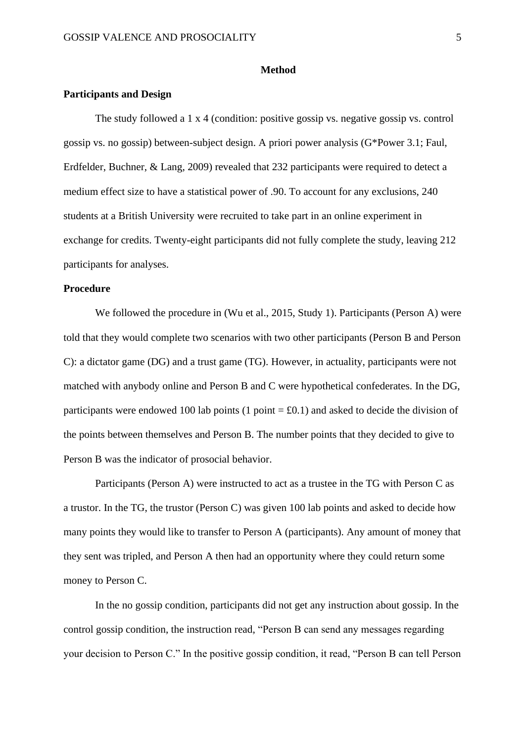# Method

## Participants and Design

The study followed a 1 x 4 (condition: positive gossip vs. negative gossip vs. control gossip vs. no gossip) between-subject design. A priori power analysis (G*Power 3.1; Faul, Erdfelder, Buchner, & Lang, 2009) revealed that 232 participants were required to detect a medium effect size to have a statistical power of .90. To account for any exclusions, 240 students at a British University were recruited to take part in an online experiment in exchange for credits. Twenty-eight participants did not fully complete the study, leaving 212 participants for analyses.

## Procedure

We followed the procedure in (Wu et al., 2015, Study 1). Participants (Person A) were told that they would complete two scenarios with two other participants (Person B and Person C): a dictator game (DG) and a trust game (TG). However, in actuality, participants were not matched with anybody online and Person B and C were hypothetical confederates. In the DG, participants were endowed 100 lab points (1 point = £0.1) and asked to decide the division of the points between themselves and Person B. The number points that they decided to give to Person B was the indicator of prosocial behavior.

Participants (Person A) were instructed to act as a trustee in the TG with Person C as a trustor. In the TG, the trustor (Person C) was given 100 lab points and asked to decide how many points they would like to transfer to Person A (participants). Any amount of money that they sent was tripled, and Person A then had an opportunity where they could return some money to Person C.

In the no gossip condition, participants did not get any instruction about gossip. In the control gossip condition, the instruction read, "Person B can send any messages regarding your decision to Person C." In the positive gossip condition, it read, "Person B can tell Person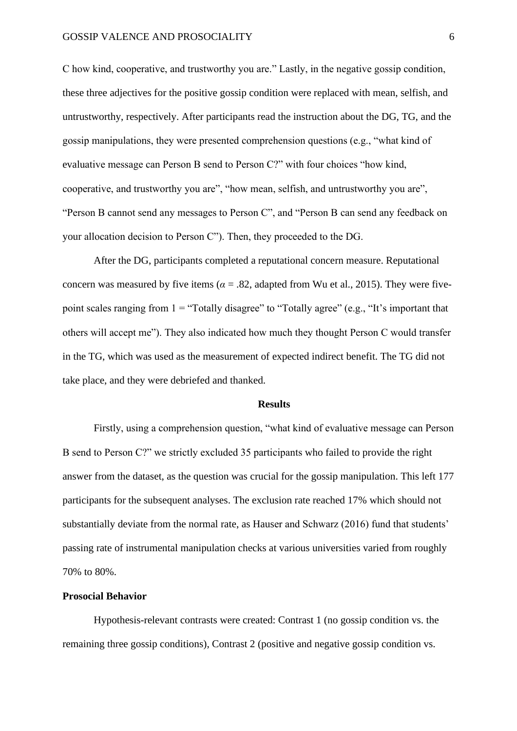C how kind, cooperative, and trustworthy you are." Lastly, in the negative gossip condition, these three adjectives for the positive gossip condition were replaced with mean, selfish, and untrustworthy, respectively. After participants read the instruction about the DG, TG, and the gossip manipulations, they were presented comprehension questions (e.g., "what kind of evaluative message can Person B send to Person C?" with four choices "how kind, cooperative, and trustworthy you are", "how mean, selfish, and untrustworthy you are", "Person B cannot send any messages to Person C", and "Person B can send any feedback on your allocation decision to Person C"). Then, they proceeded to the DG.

After the DG, participants completed a reputational concern measure. Reputational concern was measured by five items ($\alpha$ = .82, adapted from Wu et al., 2015). They were five-point scales ranging from 1 = "Totally disagree" to "Totally agree" (e.g., "It's important that others will accept me"). They also indicated how much they thought Person C would transfer in the TG, which was used as the measurement of expected indirect benefit. The TG did not take place, and they were debriefed and thanked.

## Results

Firstly, using a comprehension question, "what kind of evaluative message can Person B send to Person C?" we strictly excluded 35 participants who failed to provide the right answer from the dataset, as the question was crucial for the gossip manipulation. This left 177 participants for the subsequent analyses. The exclusion rate reached 17% which should not substantially deviate from the normal rate, as Hauser and Schwarz (2016) fund that students' passing rate of instrumental manipulation checks at various universities varied from roughly 70% to 80%.

### Prosocial Behavior

Hypothesis-relevant contrasts were created: Contrast 1 (no gossip condition vs. the remaining three gossip conditions), Contrast 2 (positive and negative gossip condition vs.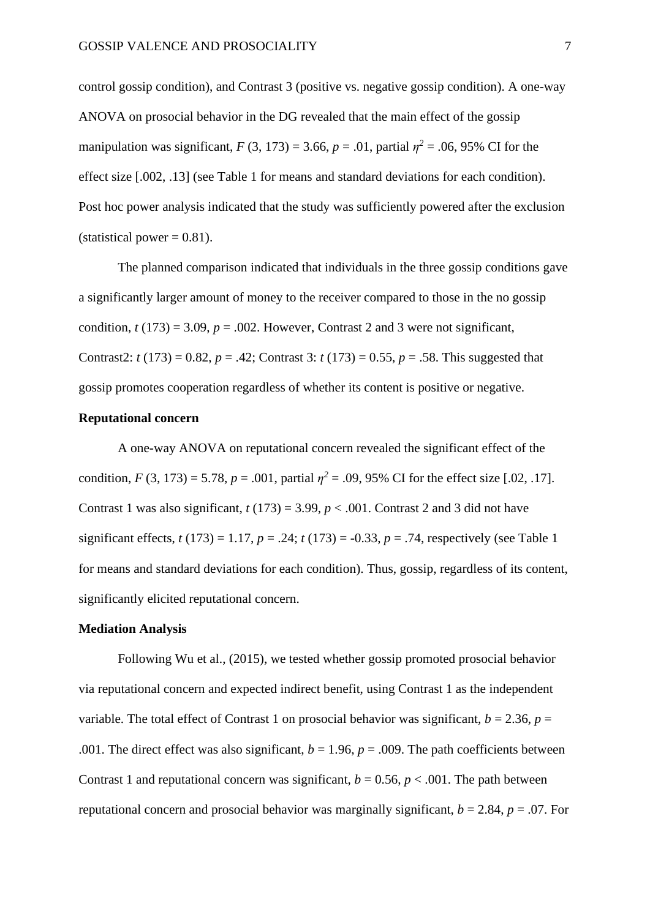control gossip condition), and Contrast 3 (positive vs. negative gossip condition). A one-way ANOVA on prosocial behavior in the DG revealed that the main effect of the gossip manipulation was significant, $F$ (3, 173) = 3.66, $p$ = .01, partial $\eta^2$ = .06, 95% CI for the effect size [.002, .13] (see Table 1 for means and standard deviations for each condition). Post hoc power analysis indicated that the study was sufficiently powered after the exclusion (statistical power = 0.81).

The planned comparison indicated that individuals in the three gossip conditions gave a significantly larger amount of money to the receiver compared to those in the no gossip condition, $t$ (173) = 3.09, $p$ = .002. However, Contrast 2 and 3 were not significant, Contrast2: $t$ (173) = 0.82, $p$ = .42; Contrast 3: $t$ (173) = 0.55, $p$ = .58. This suggested that gossip promotes cooperation regardless of whether its content is positive or negative.

**Reputational concern**

A one-way ANOVA on reputational concern revealed the significant effect of the condition, $F$ (3, 173) = 5.78, $p$ = .001, partial $\eta^2$ = .09, 95% CI for the effect size [.02, .17]. Contrast 1 was also significant, $t$ (173) = 3.99, $p$ < .001. Contrast 2 and 3 did not have significant effects, $t$ (173) = 1.17, $p$ = .24; $t$ (173) = -0.33, $p$ = .74, respectively (see Table 1 for means and standard deviations for each condition). Thus, gossip, regardless of its content, significantly elicited reputational concern.

**Mediation Analysis**

Following Wu et al., (2015), we tested whether gossip promoted prosocial behavior via reputational concern and expected indirect benefit, using Contrast 1 as the independent variable. The total effect of Contrast 1 on prosocial behavior was significant, $b$ = 2.36, $p$ = .001. The direct effect was also significant, $b$ = 1.96, $p$ = .009. The path coefficients between Contrast 1 and reputational concern was significant, $b$ = 0.56, $p$ < .001. The path between reputational concern and prosocial behavior was marginally significant, $b$ = 2.84, $p$ = .07. For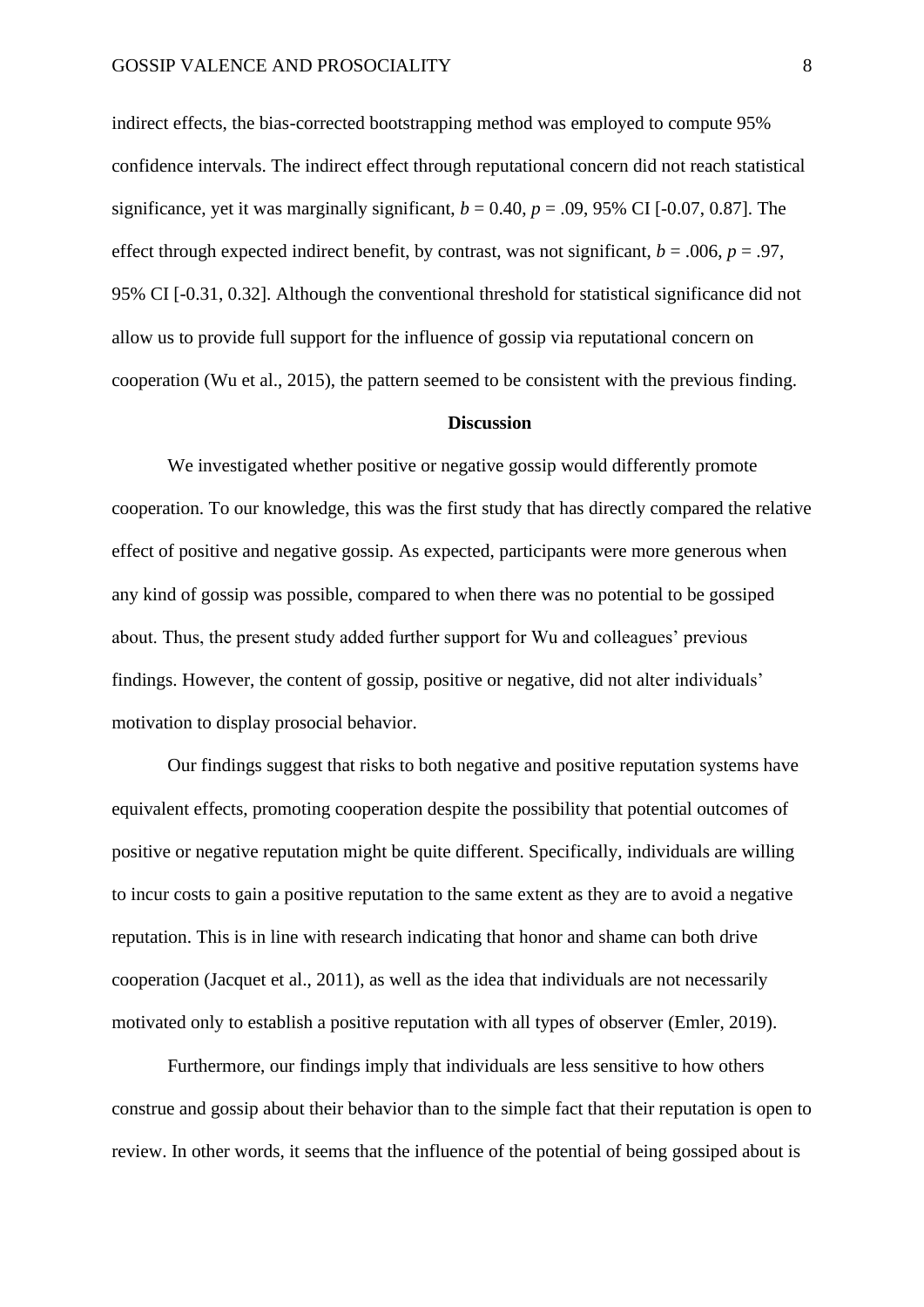indirect effects, the bias-corrected bootstrapping method was employed to compute 95% confidence intervals. The indirect effect through reputational concern did not reach statistical significance, yet it was marginally significant, $b = 0.40$, $p = .09$, 95% CI [-0.07, 0.87]. The effect through expected indirect benefit, by contrast, was not significant, $b = .006$, $p = .97$, 95% CI [-0.31, 0.32]. Although the conventional threshold for statistical significance did not allow us to provide full support for the influence of gossip via reputational concern on cooperation (Wu et al., 2015), the pattern seemed to be consistent with the previous finding.

## Discussion

We investigated whether positive or negative gossip would differently promote cooperation. To our knowledge, this was the first study that has directly compared the relative effect of positive and negative gossip. As expected, participants were more generous when any kind of gossip was possible, compared to when there was no potential to be gossiped about. Thus, the present study added further support for Wu and colleagues' previous findings. However, the content of gossip, positive or negative, did not alter individuals' motivation to display prosocial behavior.

Our findings suggest that risks to both negative and positive reputation systems have equivalent effects, promoting cooperation despite the possibility that potential outcomes of positive or negative reputation might be quite different. Specifically, individuals are willing to incur costs to gain a positive reputation to the same extent as they are to avoid a negative reputation. This is in line with research indicating that honor and shame can both drive cooperation (Jacquet et al., 2011), as well as the idea that individuals are not necessarily motivated only to establish a positive reputation with all types of observer (Emler, 2019).

Furthermore, our findings imply that individuals are less sensitive to how others construe and gossip about their behavior than to the simple fact that their reputation is open to review. In other words, it seems that the influence of the potential of being gossiped about is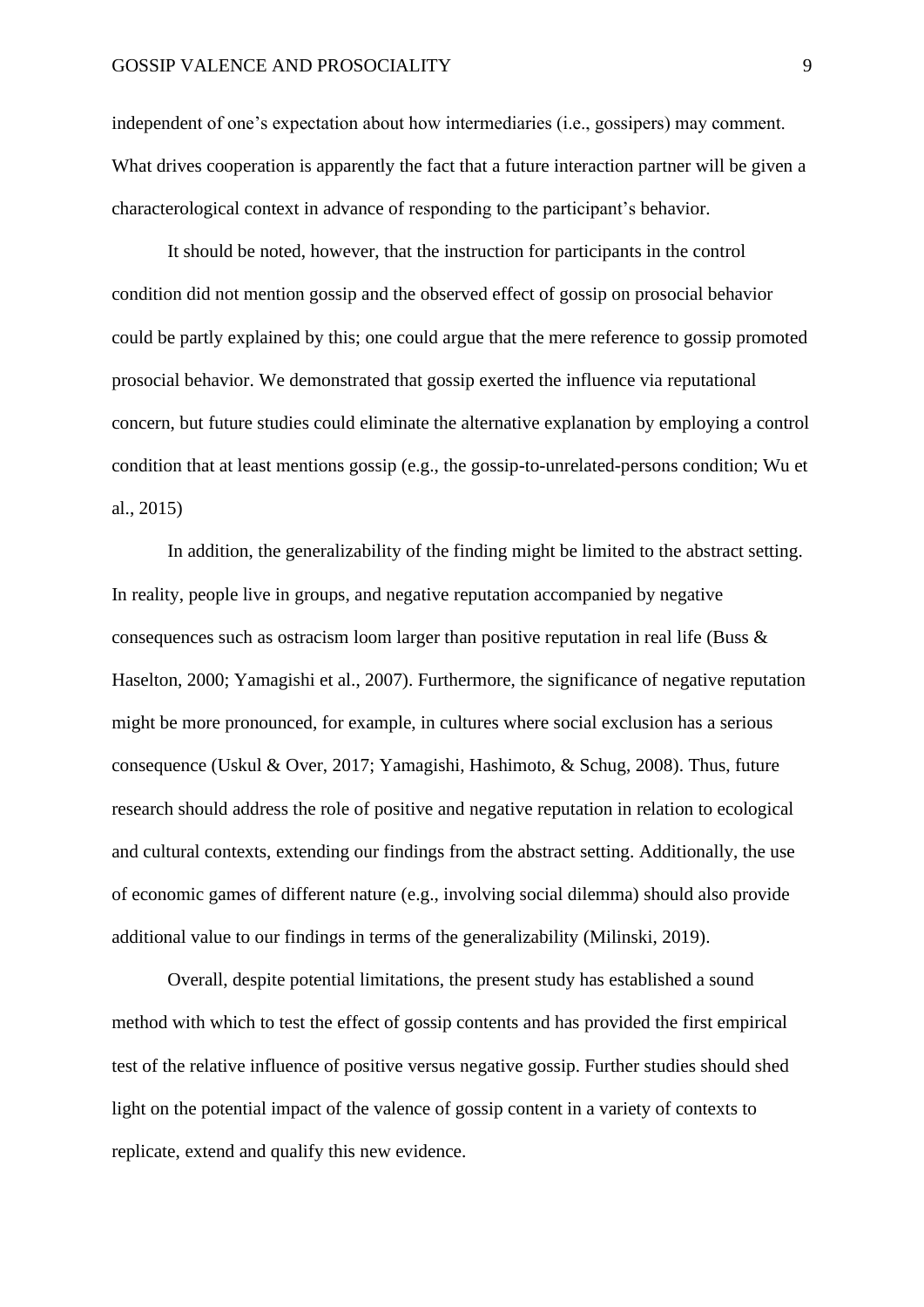independent of one's expectation about how intermediaries (i.e., gossipers) may comment. What drives cooperation is apparently the fact that a future interaction partner will be given a characterological context in advance of responding to the participant's behavior.

It should be noted, however, that the instruction for participants in the control condition did not mention gossip and the observed effect of gossip on prosocial behavior could be partly explained by this; one could argue that the mere reference to gossip promoted prosocial behavior. We demonstrated that gossip exerted the influence via reputational concern, but future studies could eliminate the alternative explanation by employing a control condition that at least mentions gossip (e.g., the gossip-to-unrelated-persons condition; Wu et al., 2015)

In addition, the generalizability of the finding might be limited to the abstract setting. In reality, people live in groups, and negative reputation accompanied by negative consequences such as ostracism loom larger than positive reputation in real life (Buss & Haselton, 2000; Yamagishi et al., 2007). Furthermore, the significance of negative reputation might be more pronounced, for example, in cultures where social exclusion has a serious consequence (Uskul & Over, 2017; Yamagishi, Hashimoto, & Schug, 2008). Thus, future research should address the role of positive and negative reputation in relation to ecological and cultural contexts, extending our findings from the abstract setting. Additionally, the use of economic games of different nature (e.g., involving social dilemma) should also provide additional value to our findings in terms of the generalizability (Milinski, 2019).

Overall, despite potential limitations, the present study has established a sound method with which to test the effect of gossip contents and has provided the first empirical test of the relative influence of positive versus negative gossip. Further studies should shed light on the potential impact of the valence of gossip content in a variety of contexts to replicate, extend and qualify this new evidence.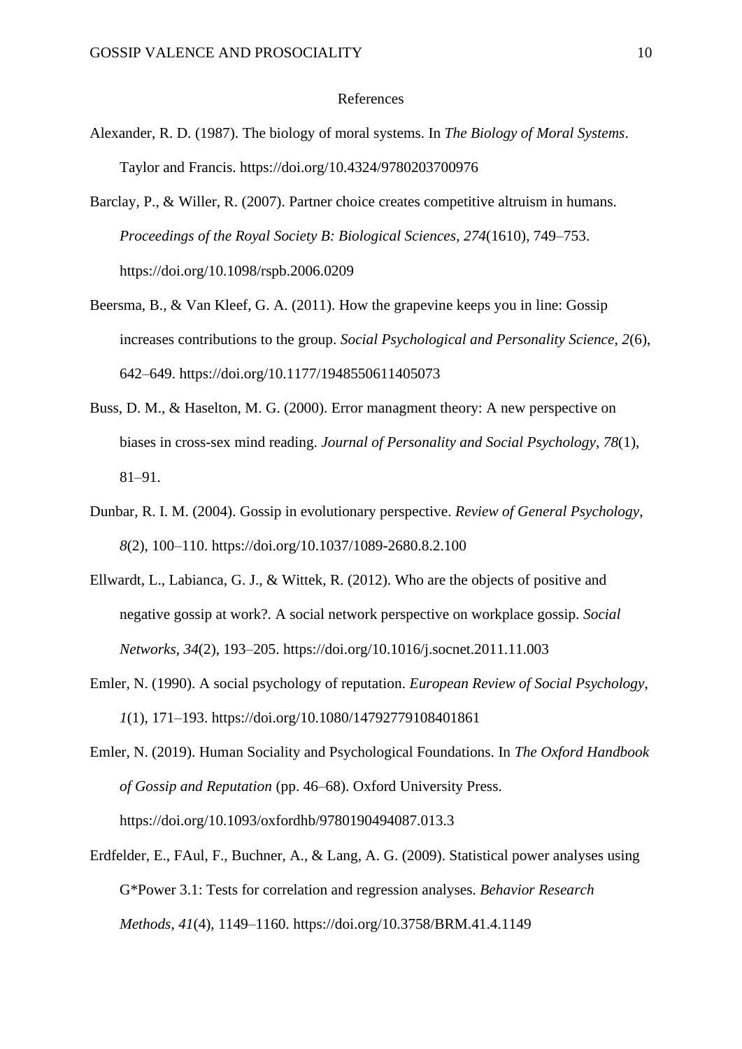# References

Alexander, R. D. (1987). The biology of moral systems. In *The Biology of Moral Systems*. Taylor and Francis. https://doi.org/10.4324/9780203700976

Barclay, P., & Willer, R. (2007). Partner choice creates competitive altruism in humans. *Proceedings of the Royal Society B: Biological Sciences*, *274*(1610), 749–753. https://doi.org/10.1098/rspb.2006.0209

Beersma, B., & Van Kleef, G. A. (2011). How the grapevine keeps you in line: Gossip increases contributions to the group. *Social Psychological and Personality Science*, *2*(6), 642–649. https://doi.org/10.1177/1948550611405073

Buss, D. M., & Haselton, M. G. (2000). Error managment theory: A new perspective on biases in cross-sex mind reading. *Journal of Personality and Social Psychology*, *78*(1), 81–91.

Dunbar, R. I. M. (2004). Gossip in evolutionary perspective. *Review of General Psychology*, *8*(2), 100–110. https://doi.org/10.1037/1089-2680.8.2.100

Ellwardt, L., Labianca, G. J., & Wittek, R. (2012). Who are the objects of positive and negative gossip at work?. A social network perspective on workplace gossip. *Social Networks*, *34*(2), 193–205. https://doi.org/10.1016/j.socnet.2011.11.003

Emler, N. (1990). A social psychology of reputation. *European Review of Social Psychology*, *1*(1), 171–193. https://doi.org/10.1080/14792779108401861

Emler, N. (2019). Human Sociality and Psychological Foundations. In *The Oxford Handbook of Gossip and Reputation* (pp. 46–68). Oxford University Press. https://doi.org/10.1093/oxfordhb/9780190494087.013.3

Erdfelder, E., FAul, F., Buchner, A., & Lang, A. G. (2009). Statistical power analyses using G*Power 3.1: Tests for correlation and regression analyses. *Behavior Research Methods*, *41*(4), 1149–1160. https://doi.org/10.3758/BRM.41.4.1149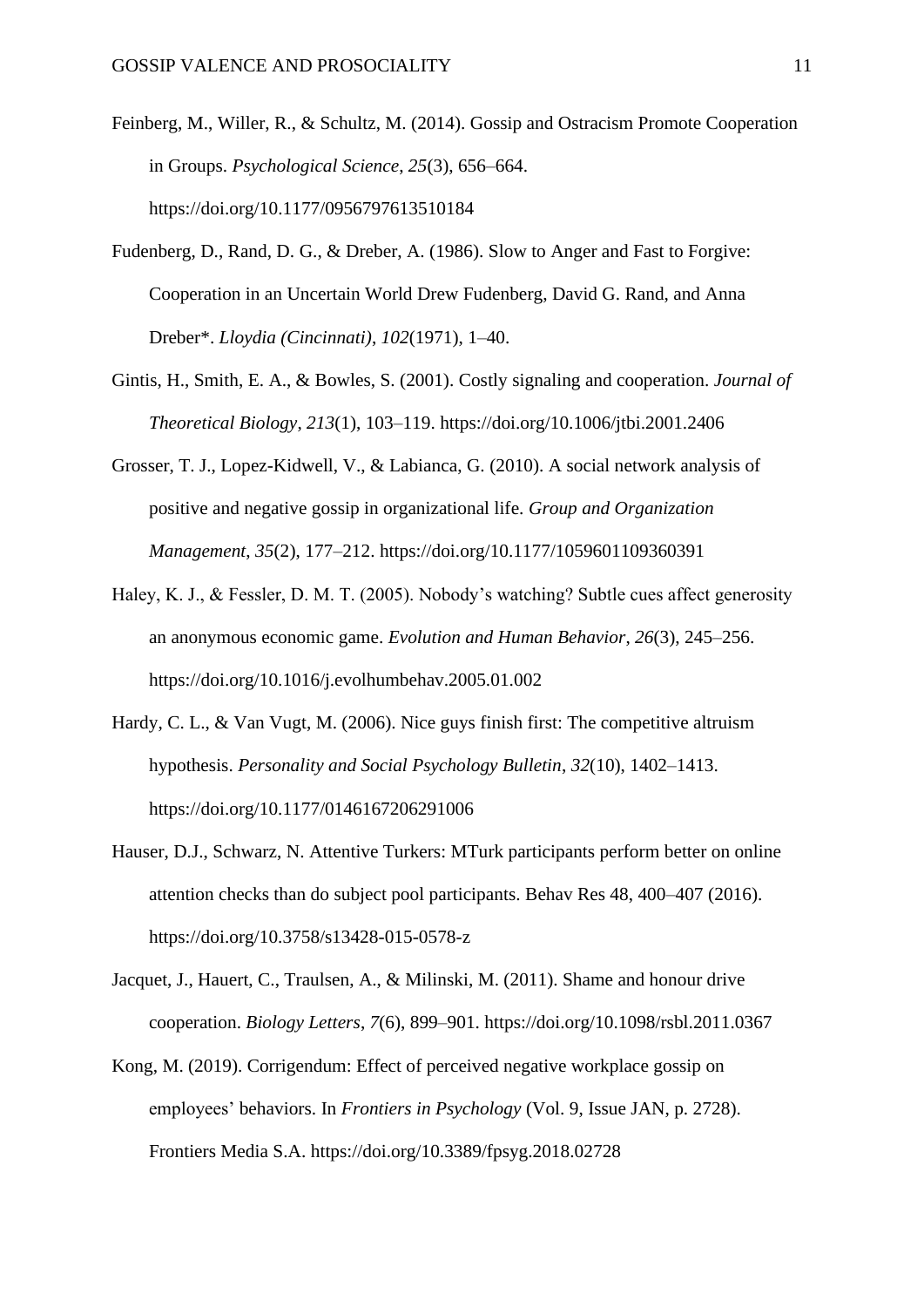Feinberg, M., Willer, R., & Schultz, M. (2014). Gossip and Ostracism Promote Cooperation in Groups. *Psychological Science*, *25*(3), 656–664. https://doi.org/10.1177/0956797613510184

Fudenberg, D., Rand, D. G., & Dreber, A. (1986). Slow to Anger and Fast to Forgive: Cooperation in an Uncertain World Drew Fudenberg, David G. Rand, and Anna Dreber*. *Lloydia (Cincinnati)*, *102*(1971), 1–40.

Gintis, H., Smith, E. A., & Bowles, S. (2001). Costly signaling and cooperation. *Journal of Theoretical Biology*, *213*(1), 103–119. https://doi.org/10.1006/jtbi.2001.2406

Grosser, T. J., Lopez-Kidwell, V., & Labianca, G. (2010). A social network analysis of positive and negative gossip in organizational life. *Group and Organization Management*, *35*(2), 177–212. https://doi.org/10.1177/1059601109360391

Haley, K. J., & Fessler, D. M. T. (2005). Nobody's watching? Subtle cues affect generosity an anonymous economic game. *Evolution and Human Behavior*, *26*(3), 245–256. https://doi.org/10.1016/j.evolhumbehav.2005.01.002

Hardy, C. L., & Van Vugt, M. (2006). Nice guys finish first: The competitive altruism hypothesis. *Personality and Social Psychology Bulletin*, *32*(10), 1402–1413. https://doi.org/10.1177/0146167206291006

Hauser, D.J., Schwarz, N. Attentive Turkers: MTurk participants perform better on online attention checks than do subject pool participants. Behav Res 48, 400–407 (2016). https://doi.org/10.3758/s13428-015-0578-z

Jacquet, J., Hauert, C., Traulsen, A., & Milinski, M. (2011). Shame and honour drive cooperation. *Biology Letters*, *7*(6), 899–901. https://doi.org/10.1098/rsbl.2011.0367

Kong, M. (2019). Corrigendum: Effect of perceived negative workplace gossip on employees' behaviors. In *Frontiers in Psychology* (Vol. 9, Issue JAN, p. 2728). Frontiers Media S.A. https://doi.org/10.3389/fpsyg.2018.02728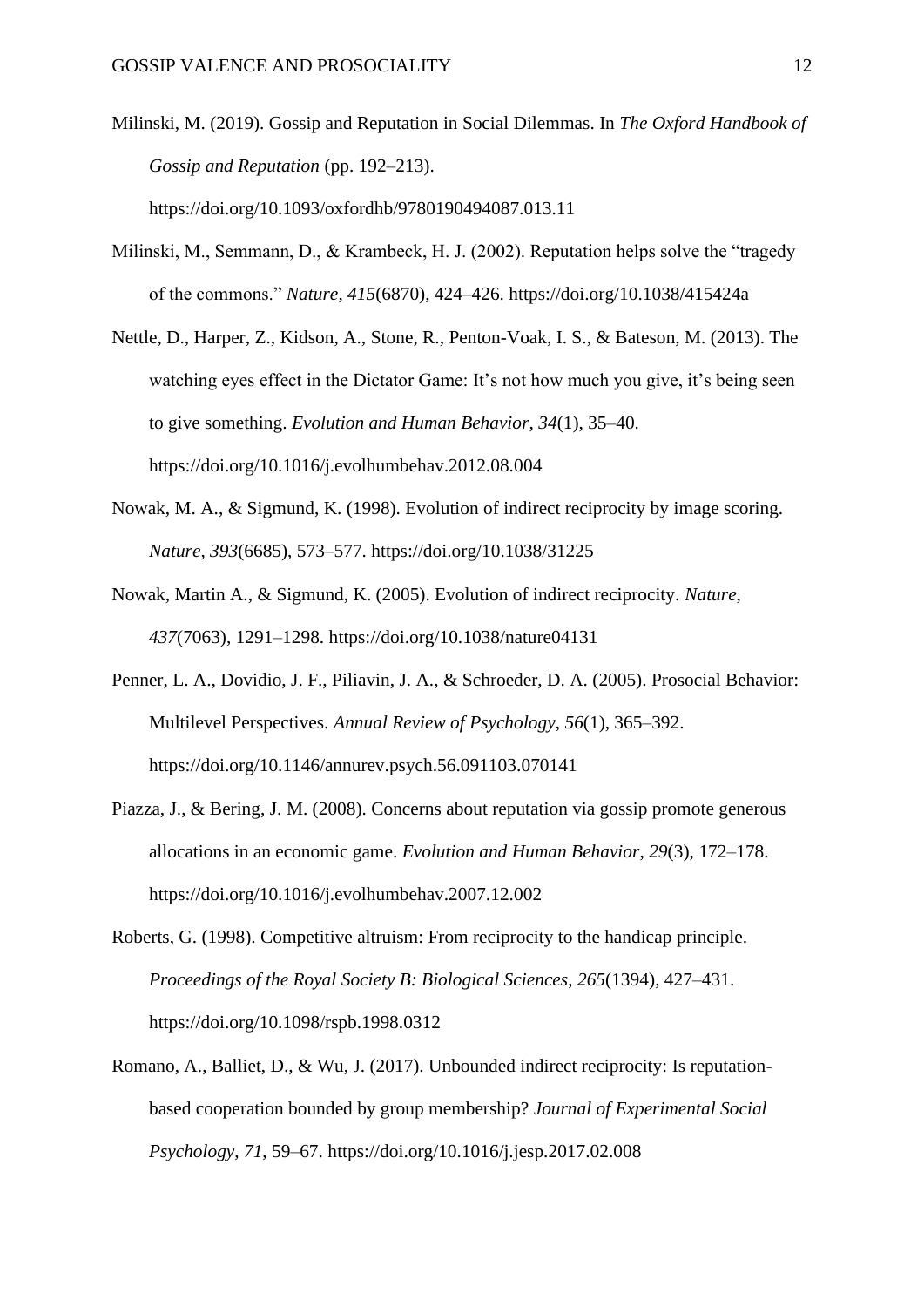Milinski, M. (2019). Gossip and Reputation in Social Dilemmas. In *The Oxford Handbook of Gossip and Reputation* (pp. 192–213). https://doi.org/10.1093/oxfordhb/9780190494087.013.11

Milinski, M., Semmann, D., & Krambeck, H. J. (2002). Reputation helps solve the "tragedy of the commons." *Nature*, *415*(6870), 424–426. https://doi.org/10.1038/415424a

Nettle, D., Harper, Z., Kidson, A., Stone, R., Penton-Voak, I. S., & Bateson, M. (2013). The watching eyes effect in the Dictator Game: It's not how much you give, it's being seen to give something. *Evolution and Human Behavior*, *34*(1), 35–40. https://doi.org/10.1016/j.evolhumbehav.2012.08.004

Nowak, M. A., & Sigmund, K. (1998). Evolution of indirect reciprocity by image scoring. *Nature*, *393*(6685), 573–577. https://doi.org/10.1038/31225

Nowak, Martin A., & Sigmund, K. (2005). Evolution of indirect reciprocity. *Nature*, *437*(7063), 1291–1298. https://doi.org/10.1038/nature04131

Penner, L. A., Dovidio, J. F., Piliavin, J. A., & Schroeder, D. A. (2005). Prosocial Behavior: Multilevel Perspectives. *Annual Review of Psychology*, *56*(1), 365–392. https://doi.org/10.1146/annurev.psych.56.091103.070141

Piazza, J., & Bering, J. M. (2008). Concerns about reputation via gossip promote generous allocations in an economic game. *Evolution and Human Behavior*, *29*(3), 172–178. https://doi.org/10.1016/j.evolhumbehav.2007.12.002

Roberts, G. (1998). Competitive altruism: From reciprocity to the handicap principle. *Proceedings of the Royal Society B: Biological Sciences*, *265*(1394), 427–431. https://doi.org/10.1098/rspb.1998.0312

Romano, A., Balliet, D., & Wu, J. (2017). Unbounded indirect reciprocity: Is reputation-based cooperation bounded by group membership? *Journal of Experimental Social Psychology*, *71*, 59–67. https://doi.org/10.1016/j.jesp.2017.02.008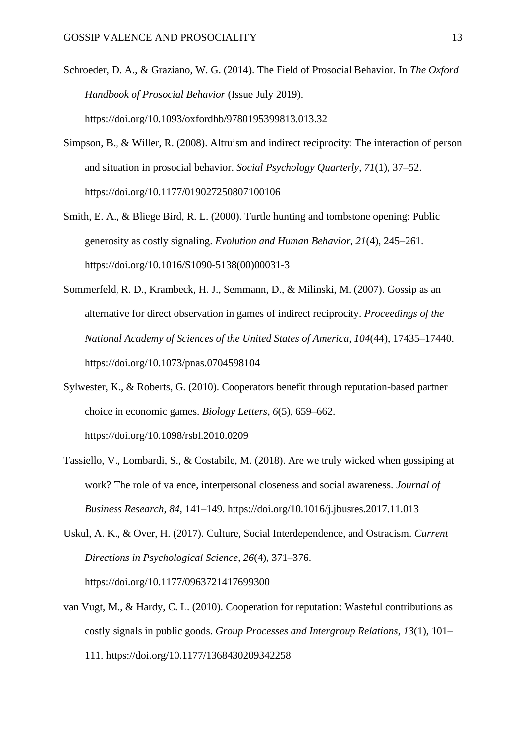Schroeder, D. A., & Graziano, W. G. (2014). The Field of Prosocial Behavior. In *The Oxford Handbook of Prosocial Behavior* (Issue July 2019). https://doi.org/10.1093/oxfordhb/9780195399813.013.32

Simpson, B., & Willer, R. (2008). Altruism and indirect reciprocity: The interaction of person and situation in prosocial behavior. *Social Psychology Quarterly*, *71*(1), 37–52. https://doi.org/10.1177/019027250807100106

Smith, E. A., & Bliege Bird, R. L. (2000). Turtle hunting and tombstone opening: Public generosity as costly signaling. *Evolution and Human Behavior*, *21*(4), 245–261. https://doi.org/10.1016/S1090-5138(00)00031-3

Sommerfeld, R. D., Krambeck, H. J., Semmann, D., & Milinski, M. (2007). Gossip as an alternative for direct observation in games of indirect reciprocity. *Proceedings of the National Academy of Sciences of the United States of America*, *104*(44), 17435–17440. https://doi.org/10.1073/pnas.0704598104

Sylwester, K., & Roberts, G. (2010). Cooperators benefit through reputation-based partner choice in economic games. *Biology Letters*, *6*(5), 659–662. https://doi.org/10.1098/rsbl.2010.0209

Tassiello, V., Lombardi, S., & Costabile, M. (2018). Are we truly wicked when gossiping at work? The role of valence, interpersonal closeness and social awareness. *Journal of Business Research*, *84*, 141–149. https://doi.org/10.1016/j.jbusres.2017.11.013

Uskul, A. K., & Over, H. (2017). Culture, Social Interdependence, and Ostracism. *Current Directions in Psychological Science*, *26*(4), 371–376. https://doi.org/10.1177/0963721417699300

van Vugt, M., & Hardy, C. L. (2010). Cooperation for reputation: Wasteful contributions as costly signals in public goods. *Group Processes and Intergroup Relations*, *13*(1), 101–111. https://doi.org/10.1177/1368430209342258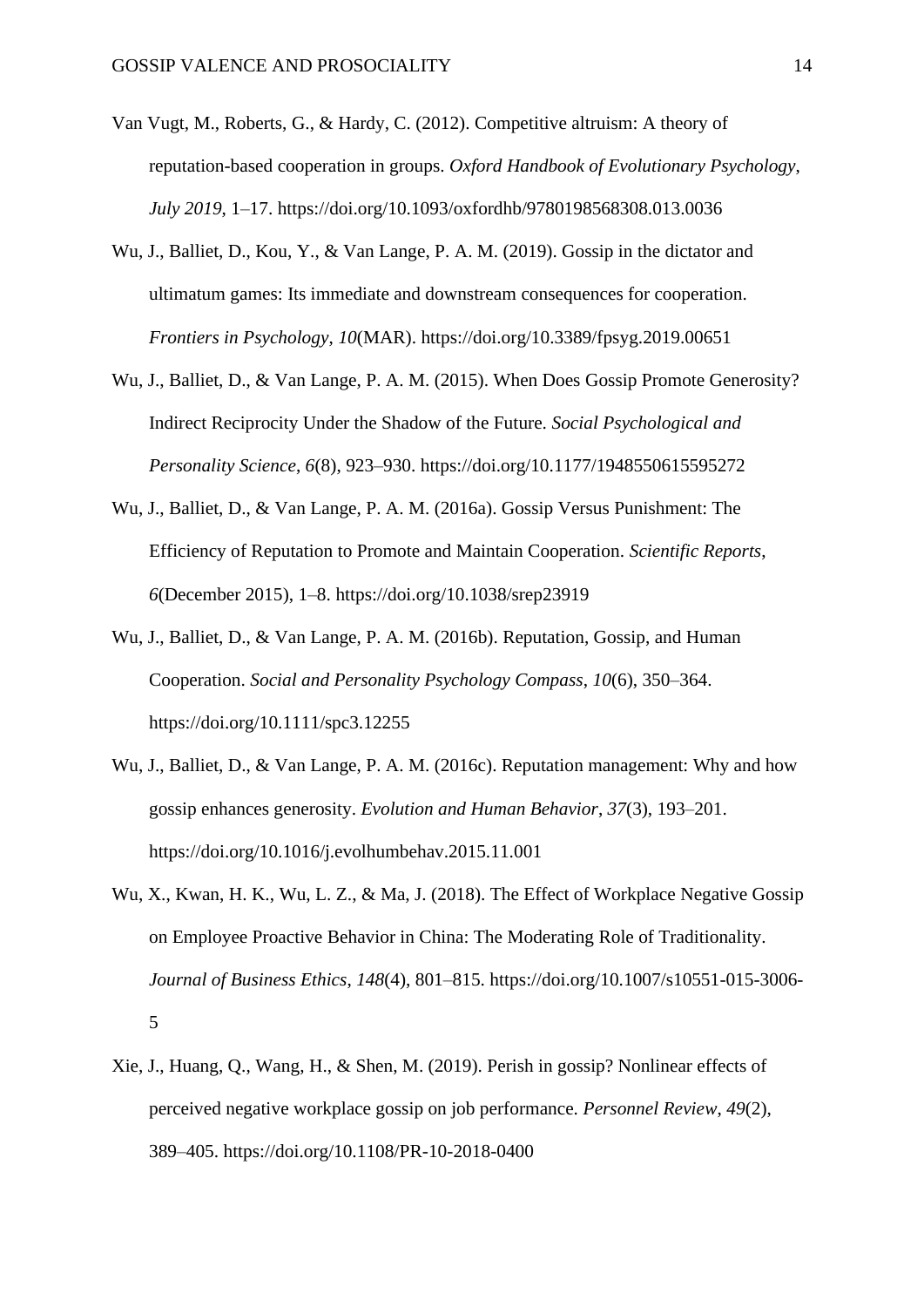Van Vugt, M., Roberts, G., & Hardy, C. (2012). Competitive altruism: A theory of reputation-based cooperation in groups. *Oxford Handbook of Evolutionary Psychology*, *July 2019*, 1–17. https://doi.org/10.1093/oxfordhb/9780198568308.013.0036

Wu, J., Balliet, D., Kou, Y., & Van Lange, P. A. M. (2019). Gossip in the dictator and ultimatum games: Its immediate and downstream consequences for cooperation. *Frontiers in Psychology*, *10*(MAR). https://doi.org/10.3389/fpsyg.2019.00651

Wu, J., Balliet, D., & Van Lange, P. A. M. (2015). When Does Gossip Promote Generosity? Indirect Reciprocity Under the Shadow of the Future. *Social Psychological and Personality Science*, *6*(8), 923–930. https://doi.org/10.1177/1948550615595272

Wu, J., Balliet, D., & Van Lange, P. A. M. (2016a). Gossip Versus Punishment: The Efficiency of Reputation to Promote and Maintain Cooperation. *Scientific Reports*, *6*(December 2015), 1–8. https://doi.org/10.1038/srep23919

Wu, J., Balliet, D., & Van Lange, P. A. M. (2016b). Reputation, Gossip, and Human Cooperation. *Social and Personality Psychology Compass*, *10*(6), 350–364. https://doi.org/10.1111/spc3.12255

Wu, J., Balliet, D., & Van Lange, P. A. M. (2016c). Reputation management: Why and how gossip enhances generosity. *Evolution and Human Behavior*, *37*(3), 193–201. https://doi.org/10.1016/j.evolhumbehav.2015.11.001

Wu, X., Kwan, H. K., Wu, L. Z., & Ma, J. (2018). The Effect of Workplace Negative Gossip on Employee Proactive Behavior in China: The Moderating Role of Traditionality. *Journal of Business Ethics*, *148*(4), 801–815. https://doi.org/10.1007/s10551-015-3006-5

Xie, J., Huang, Q., Wang, H., & Shen, M. (2019). Perish in gossip? Nonlinear effects of perceived negative workplace gossip on job performance. *Personnel Review*, *49*(2), 389–405. https://doi.org/10.1108/PR-10-2018-0400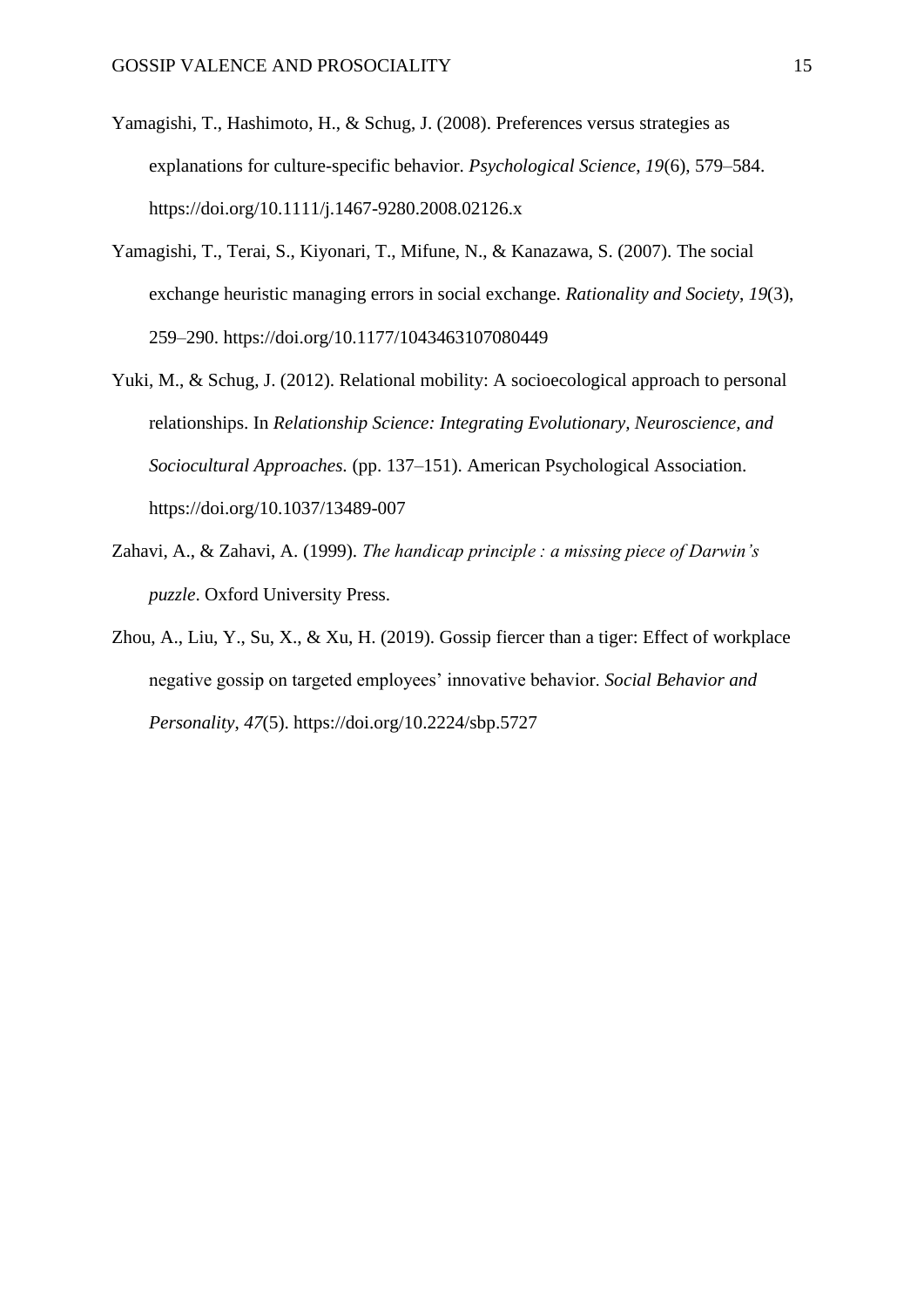Yamagishi, T., Hashimoto, H., & Schug, J. (2008). Preferences versus strategies as explanations for culture-specific behavior. *Psychological Science*, *19*(6), 579–584. https://doi.org/10.1111/j.1467-9280.2008.02126.x

Yamagishi, T., Terai, S., Kiyonari, T., Mifune, N., & Kanazawa, S. (2007). The social exchange heuristic managing errors in social exchange. *Rationality and Society*, *19*(3), 259–290. https://doi.org/10.1177/1043463107080449

Yuki, M., & Schug, J. (2012). Relational mobility: A socioecological approach to personal relationships. In *Relationship Science: Integrating Evolutionary, Neuroscience, and Sociocultural Approaches.* (pp. 137–151). American Psychological Association. https://doi.org/10.1037/13489-007

Zahavi, A., & Zahavi, A. (1999). *The handicap principle : a missing piece of Darwin's puzzle*. Oxford University Press.

Zhou, A., Liu, Y., Su, X., & Xu, H. (2019). Gossip fiercer than a tiger: Effect of workplace negative gossip on targeted employees' innovative behavior. *Social Behavior and Personality*, *47*(5). https://doi.org/10.2224/sbp.5727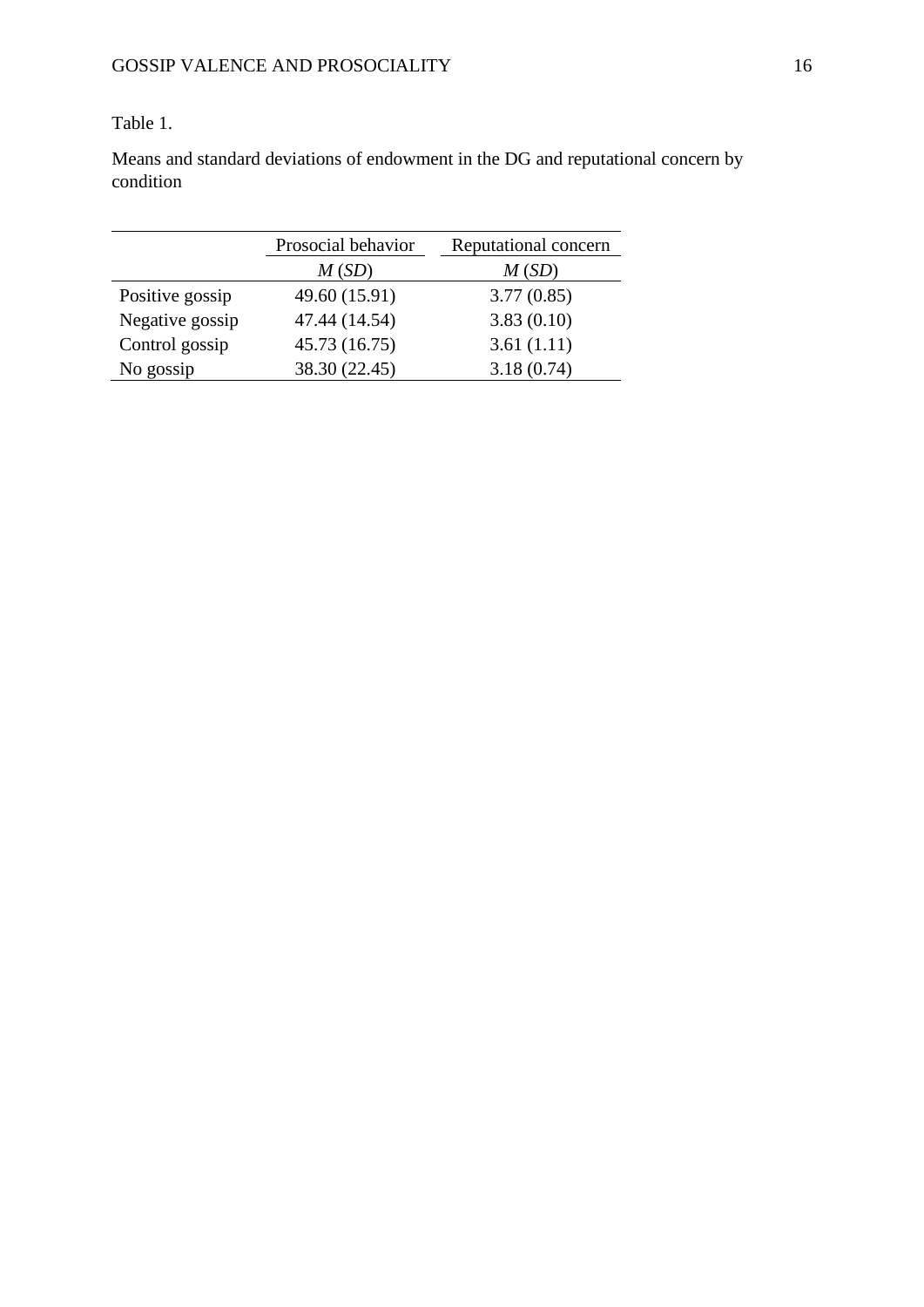Table 1.

Means and standard deviations of endowment in the DG and reputational concern by condition

| | Prosocial behavior | Reputational concern |
|---|---|---|
| | *M* (*SD*) | *M* (*SD*) |
| Positive gossip | 49.60 (15.91) | 3.77 (0.85) |
| Negative gossip | 47.44 (14.54) | 3.83 (0.10) |
| Control gossip | 45.73 (16.75) | 3.61 (1.11) |
| No gossip | 38.30 (22.45) | 3.18 (0.74) |